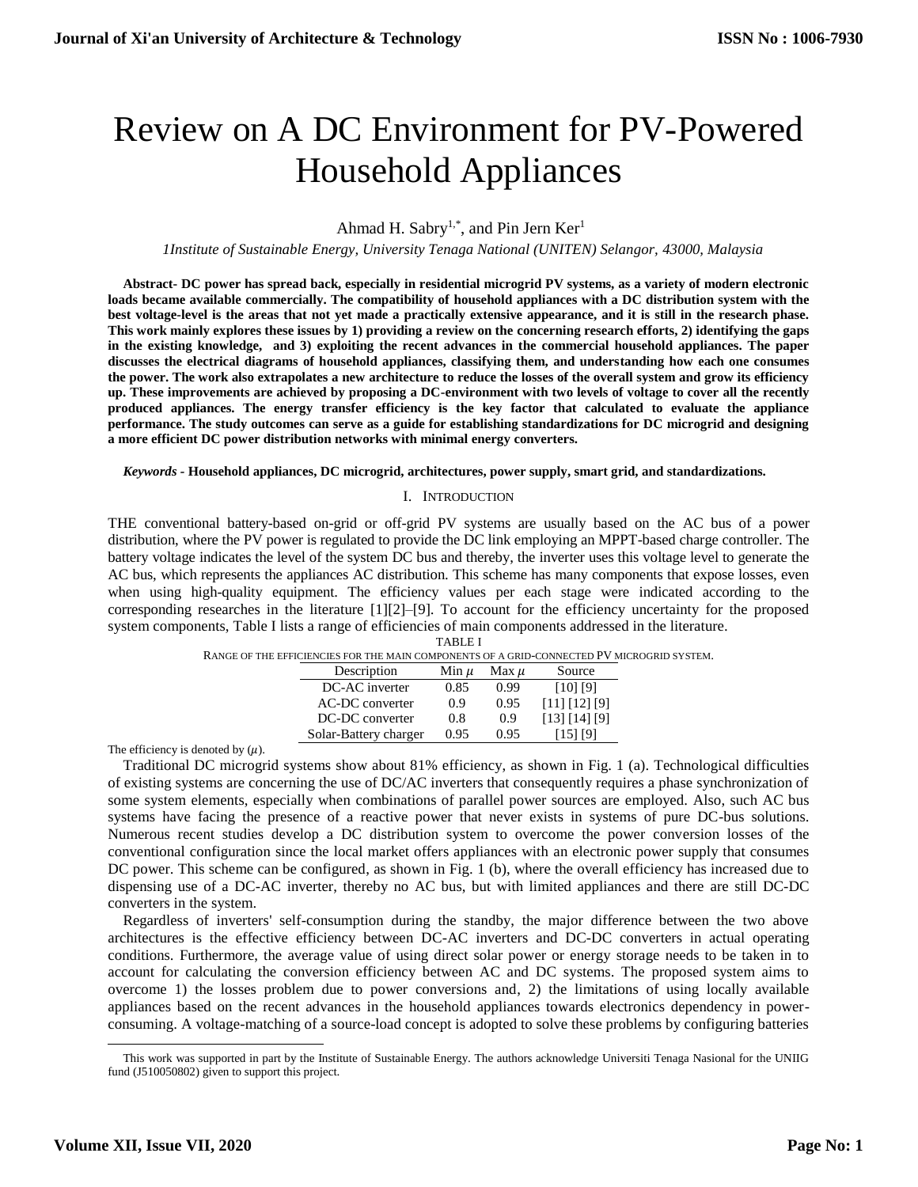# Review on A DC Environment for PV-Powered Household Appliances

Ahmad H. Sabry[1,*], and Pin Jern Ker[1]

*1Institute of Sustainable Energy, University Tenaga National (UNITEN) Selangor, 43000, Malaysia*

**Abstract- DC power has spread back, especially in residential microgrid PV systems, as a variety of modern electronic loads became available commercially. The compatibility of household appliances with a DC distribution system with the best voltage-level is the areas that not yet made a practically extensive appearance, and it is still in the research phase. This work mainly explores these issues by 1) providing a review on the concerning research efforts, 2) identifying the gaps in the existing knowledge, and 3) exploiting the recent advances in the commercial household appliances. The paper discusses the electrical diagrams of household appliances, classifying them, and understanding how each one consumes the power. The work also extrapolates a new architecture to reduce the losses of the overall system and grow its efficiency up. These improvements are achieved by proposing a DC-environment with two levels of voltage to cover all the recently produced appliances. The energy transfer efficiency is the key factor that calculated to evaluate the appliance performance. The study outcomes can serve as a guide for establishing standardizations for DC microgrid and designing a more efficient DC power distribution networks with minimal energy converters.**

***Keywords* - Household appliances, DC microgrid, architectures, power supply, smart grid, and standardizations.**

## I. Introduction

THE conventional battery-based on-grid or off-grid PV systems are usually based on the AC bus of a power distribution, where the PV power is regulated to provide the DC link employing an MPPT-based charge controller. The battery voltage indicates the level of the system DC bus and thereby, the inverter uses this voltage level to generate the AC bus, which represents the appliances AC distribution. This scheme has many components that expose losses, even when using high-quality equipment. The efficiency values per each stage were indicated according to the corresponding researches in the literature [1][2]–[9]. To account for the efficiency uncertainty for the proposed system components, Table I lists a range of efficiencies of main components addressed in the literature.

TABLE I
RANGE OF THE EFFICIENCIES FOR THE MAIN COMPONENTS OF A GRID-CONNECTED PV MICROGRID SYSTEM.

| Description | Min $\mu$ | Max $\mu$ | Source |
|---|---|---|---|
| DC-AC inverter | 0.85 | 0.99 | [10] [9] |
| AC-DC converter | 0.9 | 0.95 | [11] [12] [9] |
| DC-DC converter | 0.8 | 0.9 | [13] [14] [9] |
| Solar-Battery charger | 0.95 | 0.95 | [15] [9] |

The efficiency is denoted by ($\mu$).

Traditional DC microgrid systems show about 81% efficiency, as shown in Fig. 1 (a). Technological difficulties of existing systems are concerning the use of DC/AC inverters that consequently requires a phase synchronization of some system elements, especially when combinations of parallel power sources are employed. Also, such AC bus systems have facing the presence of a reactive power that never exists in systems of pure DC-bus solutions. Numerous recent studies develop a DC distribution system to overcome the power conversion losses of the conventional configuration since the local market offers appliances with an electronic power supply that consumes DC power. This scheme can be configured, as shown in Fig. 1 (b), where the overall efficiency has increased due to dispensing use of a DC-AC inverter, thereby no AC bus, but with limited appliances and there are still DC-DC converters in the system.

Regardless of inverters' self-consumption during the standby, the major difference between the two above architectures is the effective efficiency between DC-AC inverters and DC-DC converters in actual operating conditions. Furthermore, the average value of using direct solar power or energy storage needs to be taken in to account for calculating the conversion efficiency between AC and DC systems. The proposed system aims to overcome 1) the losses problem due to power conversions and, 2) the limitations of using locally available appliances based on the recent advances in the household appliances towards electronics dependency in power-consuming. A voltage-matching of a source-load concept is adopted to solve these problems by configuring batteries

---

This work was supported in part by the Institute of Sustainable Energy. The authors acknowledge Universiti Tenaga Nasional for the UNIIG fund (J510050802) given to support this project.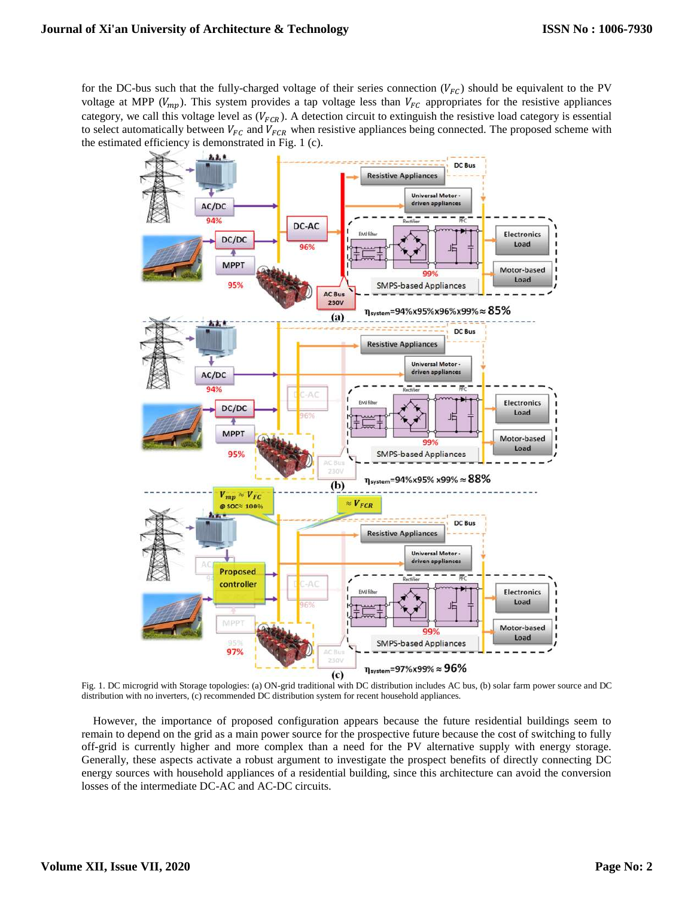for the DC-bus such that the fully-charged voltage of their series connection ($V_{FC}$) should be equivalent to the PV voltage at MPP ($V_{mp}$). This system provides a tap voltage less than $V_{FC}$ appropriates for the resistive appliances category, we call this voltage level as ($V_{FCR}$). A detection circuit to extinguish the resistive load category is essential to select automatically between $V_{FC}$ and $V_{FCR}$ when resistive appliances being connected. The proposed scheme with the estimated efficiency is demonstrated in Fig. 1 (c).

Fig. 1. DC microgrid with Storage topologies: (a) ON-grid traditional with DC distribution includes AC bus, (b) solar farm power source and DC distribution with no inverters, (c) recommended DC distribution system for recent household appliances.

However, the importance of proposed configuration appears because the future residential buildings seem to remain to depend on the grid as a main power source for the prospective future because the cost of switching to fully off-grid is currently higher and more complex than a need for the PV alternative supply with energy storage. Generally, these aspects activate a robust argument to investigate the prospect benefits of directly connecting DC energy sources with household appliances of a residential building, since this architecture can avoid the conversion losses of the intermediate DC-AC and AC-DC circuits.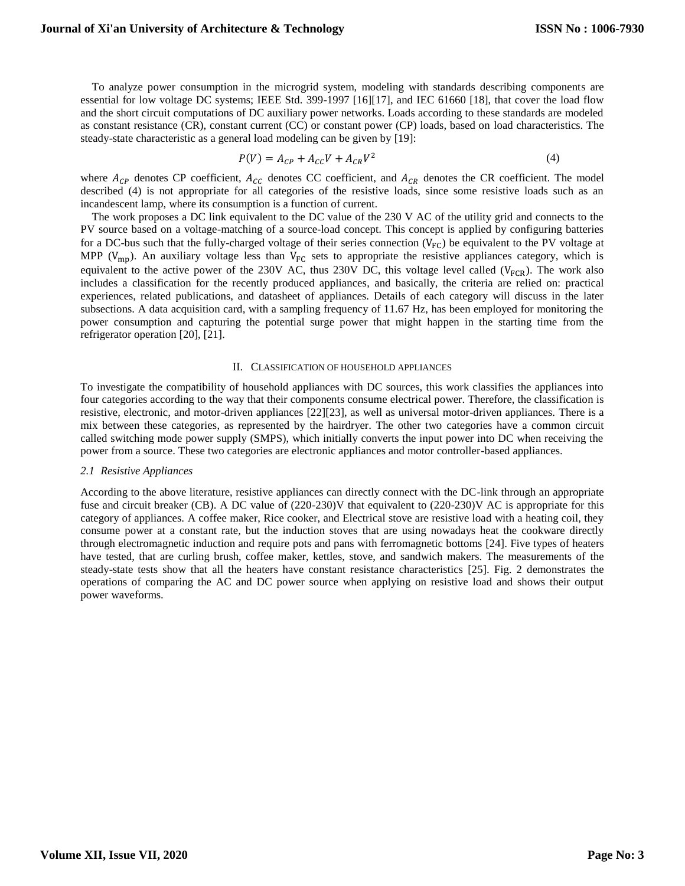To analyze power consumption in the microgrid system, modeling with standards describing components are essential for low voltage DC systems; IEEE Std. 399-1997 [16][17], and IEC 61660 [18], that cover the load flow and the short circuit computations of DC auxiliary power networks. Loads according to these standards are modeled as constant resistance (CR), constant current (CC) or constant power (CP) loads, based on load characteristics. The steady-state characteristic as a general load modeling can be given by [19]:

$$P(V) = A_{CP} + A_{CC}V + A_{CR}V^2 \tag{4}$$

where $A_{CP}$ denotes CP coefficient, $A_{CC}$ denotes CC coefficient, and $A_{CR}$ denotes the CR coefficient. The model described (4) is not appropriate for all categories of the resistive loads, since some resistive loads such as an incandescent lamp, where its consumption is a function of current.

The work proposes a DC link equivalent to the DC value of the 230 V AC of the utility grid and connects to the PV source based on a voltage-matching of a source-load concept. This concept is applied by configuring batteries for a DC-bus such that the fully-charged voltage of their series connection ($V_{FC}$) be equivalent to the PV voltage at MPP ($V_{mp}$). An auxiliary voltage less than $V_{FC}$ sets to appropriate the resistive appliances category, which is equivalent to the active power of the 230V AC, thus 230V DC, this voltage level called ($V_{FCR}$). The work also includes a classification for the recently produced appliances, and basically, the criteria are relied on: practical experiences, related publications, and datasheet of appliances. Details of each category will discuss in the later subsections. A data acquisition card, with a sampling frequency of 11.67 Hz, has been employed for monitoring the power consumption and capturing the potential surge power that might happen in the starting time from the refrigerator operation [20], [21].

## II. Classification of household appliances

To investigate the compatibility of household appliances with DC sources, this work classifies the appliances into four categories according to the way that their components consume electrical power. Therefore, the classification is resistive, electronic, and motor-driven appliances [22][23], as well as universal motor-driven appliances. There is a mix between these categories, as represented by the hairdryer. The other two categories have a common circuit called switching mode power supply (SMPS), which initially converts the input power into DC when receiving the power from a source. These two categories are electronic appliances and motor controller-based appliances.

### *2.1 Resistive Appliances*

According to the above literature, resistive appliances can directly connect with the DC-link through an appropriate fuse and circuit breaker (CB). A DC value of (220-230)V that equivalent to (220-230)V AC is appropriate for this category of appliances. A coffee maker, Rice cooker, and Electrical stove are resistive load with a heating coil, they consume power at a constant rate, but the induction stoves that are using nowadays heat the cookware directly through electromagnetic induction and require pots and pans with ferromagnetic bottoms [24]. Five types of heaters have tested, that are curling brush, coffee maker, kettles, stove, and sandwich makers. The measurements of the steady-state tests show that all the heaters have constant resistance characteristics [25]. Fig. 2 demonstrates the operations of comparing the AC and DC power source when applying on resistive load and shows their output power waveforms.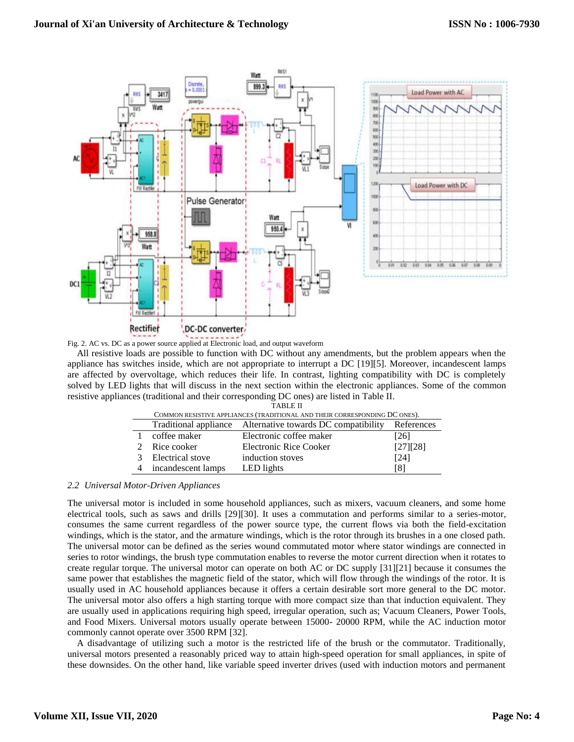Fig. 2. AC vs. DC as a power source applied at Electronic load, and output waveform

All resistive loads are possible to function with DC without any amendments, but the problem appears when the appliance has switches inside, which are not appropriate to interrupt a DC [19][5]. Moreover, incandescent lamps are affected by overvoltage, which reduces their life. In contrast, lighting compatibility with DC is completely solved by LED lights that will discuss in the next section within the electronic appliances. Some of the common resistive appliances (traditional and their corresponding DC ones) are listed in Table II.

TABLE II
COMMON RESISTIVE APPLIANCES (TRADITIONAL AND THEIR CORRESPONDING DC ONES).

| | Traditional appliance | Alternative towards DC compatibility | References |
|---|---|---|---|
| 1 | coffee maker | Electronic coffee maker | [26] |
| 2 | Rice cooker | Electronic Rice Cooker | [27][28] |
| 3 | Electrical stove | induction stoves | [24] |
| 4 | incandescent lamps | LED lights | [8] |

### *2.2 Universal Motor-Driven Appliances*

The universal motor is included in some household appliances, such as mixers, vacuum cleaners, and some home electrical tools, such as saws and drills [29][30]. It uses a commutation and performs similar to a series-motor, consumes the same current regardless of the power source type, the current flows via both the field-excitation windings, which is the stator, and the armature windings, which is the rotor through its brushes in a one closed path. The universal motor can be defined as the series wound commutated motor where stator windings are connected in series to rotor windings, the brush type commutation enables to reverse the motor current direction when it rotates to create regular torque. The universal motor can operate on both AC or DC supply [31][21] because it consumes the same power that establishes the magnetic field of the stator, which will flow through the windings of the rotor. It is usually used in AC household appliances because it offers a certain desirable sort more general to the DC motor. The universal motor also offers a high starting torque with more compact size than that induction equivalent. They are usually used in applications requiring high speed, irregular operation, such as; Vacuum Cleaners, Power Tools, and Food Mixers. Universal motors usually operate between 15000- 20000 RPM, while the AC induction motor commonly cannot operate over 3500 RPM [32].

A disadvantage of utilizing such a motor is the restricted life of the brush or the commutator. Traditionally, universal motors presented a reasonably priced way to attain high-speed operation for small appliances, in spite of these downsides. On the other hand, like variable speed inverter drives (used with induction motors and permanent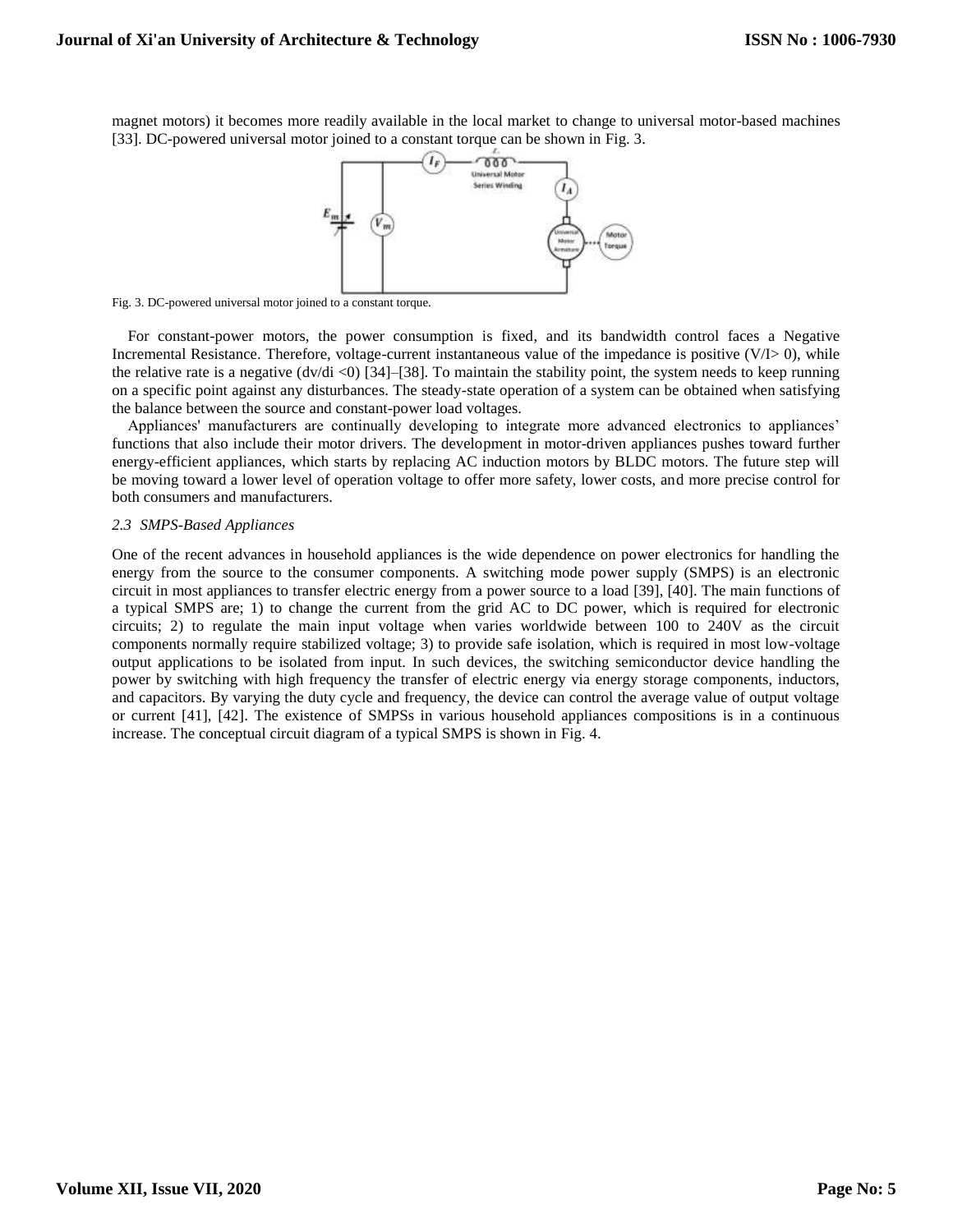magnet motors) it becomes more readily available in the local market to change to universal motor-based machines [33]. DC-powered universal motor joined to a constant torque can be shown in Fig. 3.

Fig. 3. DC-powered universal motor joined to a constant torque.

For constant-power motors, the power consumption is fixed, and its bandwidth control faces a Negative Incremental Resistance. Therefore, voltage-current instantaneous value of the impedance is positive ($V/I > 0$), while the relative rate is a negative ($dv/di < 0$) [34]–[38]. To maintain the stability point, the system needs to keep running on a specific point against any disturbances. The steady-state operation of a system can be obtained when satisfying the balance between the source and constant-power load voltages.

Appliances' manufacturers are continually developing to integrate more advanced electronics to appliances' functions that also include their motor drivers. The development in motor-driven appliances pushes toward further energy-efficient appliances, which starts by replacing AC induction motors by BLDC motors. The future step will be moving toward a lower level of operation voltage to offer more safety, lower costs, and more precise control for both consumers and manufacturers.

### *2.3 SMPS-Based Appliances*

One of the recent advances in household appliances is the wide dependence on power electronics for handling the energy from the source to the consumer components. A switching mode power supply (SMPS) is an electronic circuit in most appliances to transfer electric energy from a power source to a load [39], [40]. The main functions of a typical SMPS are; 1) to change the current from the grid AC to DC power, which is required for electronic circuits; 2) to regulate the main input voltage when varies worldwide between 100 to 240V as the circuit components normally require stabilized voltage; 3) to provide safe isolation, which is required in most low-voltage output applications to be isolated from input. In such devices, the switching semiconductor device handling the power by switching with high frequency the transfer of electric energy via energy storage components, inductors, and capacitors. By varying the duty cycle and frequency, the device can control the average value of output voltage or current [41], [42]. The existence of SMPSs in various household appliances compositions is in a continuous increase. The conceptual circuit diagram of a typical SMPS is shown in Fig. 4.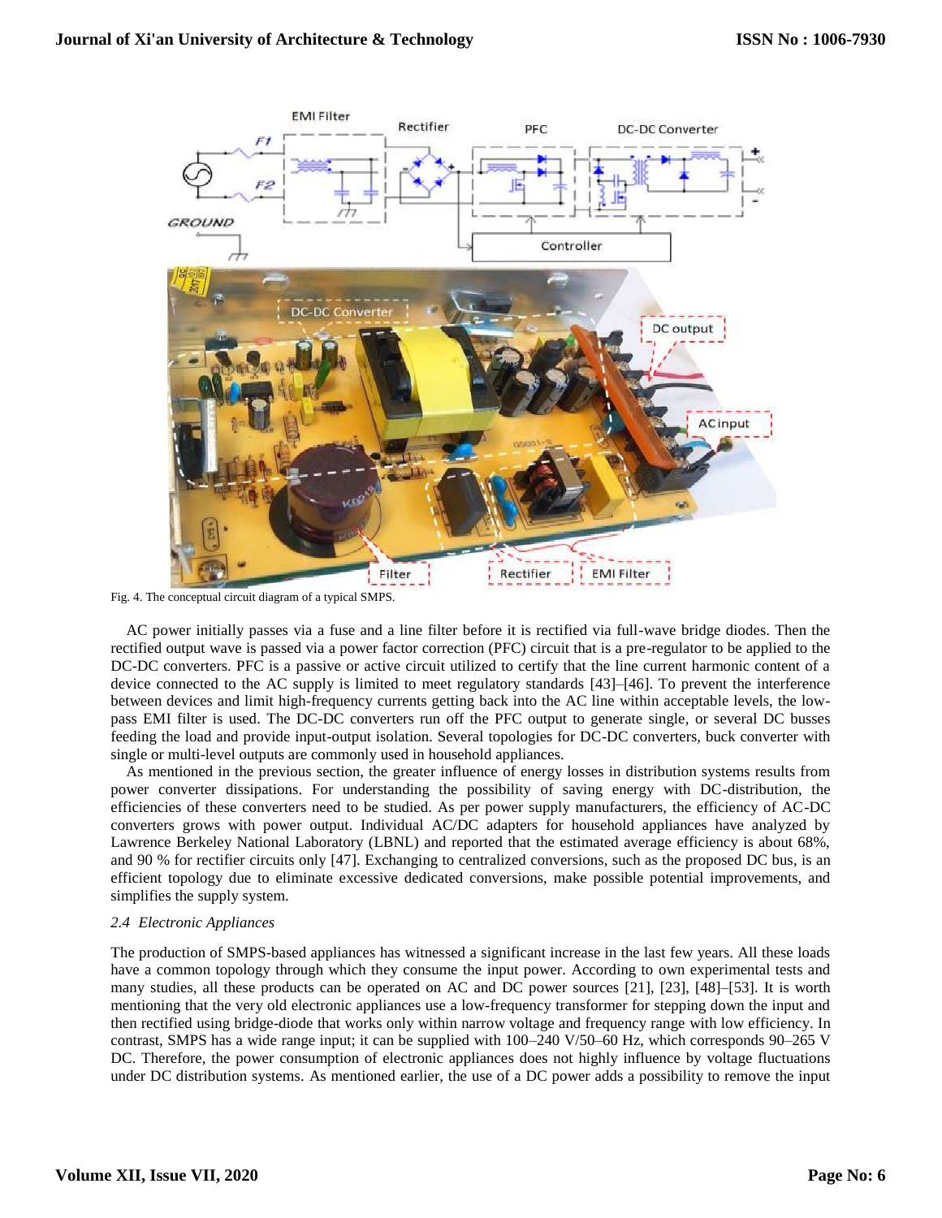Fig. 4. The conceptual circuit diagram of a typical SMPS.

AC power initially passes via a fuse and a line filter before it is rectified via full-wave bridge diodes. Then the rectified output wave is passed via a power factor correction (PFC) circuit that is a pre-regulator to be applied to the DC-DC converters. PFC is a passive or active circuit utilized to certify that the line current harmonic content of a device connected to the AC supply is limited to meet regulatory standards [43]–[46]. To prevent the interference between devices and limit high-frequency currents getting back into the AC line within acceptable levels, the low-pass EMI filter is used. The DC-DC converters run off the PFC output to generate single, or several DC busses feeding the load and provide input-output isolation. Several topologies for DC-DC converters, buck converter with single or multi-level outputs are commonly used in household appliances.

As mentioned in the previous section, the greater influence of energy losses in distribution systems results from power converter dissipations. For understanding the possibility of saving energy with DC-distribution, the efficiencies of these converters need to be studied. As per power supply manufacturers, the efficiency of AC-DC converters grows with power output. Individual AC/DC adapters for household appliances have analyzed by Lawrence Berkeley National Laboratory (LBNL) and reported that the estimated average efficiency is about 68%, and 90 % for rectifier circuits only [47]. Exchanging to centralized conversions, such as the proposed DC bus, is an efficient topology due to eliminate excessive dedicated conversions, make possible potential improvements, and simplifies the supply system.

### *2.4 Electronic Appliances*

The production of SMPS-based appliances has witnessed a significant increase in the last few years. All these loads have a common topology through which they consume the input power. According to own experimental tests and many studies, all these products can be operated on AC and DC power sources [21], [23], [48]–[53]. It is worth mentioning that the very old electronic appliances use a low-frequency transformer for stepping down the input and then rectified using bridge-diode that works only within narrow voltage and frequency range with low efficiency. In contrast, SMPS has a wide range input; it can be supplied with 100–240 V/50–60 Hz, which corresponds 90–265 V DC. Therefore, the power consumption of electronic appliances does not highly influence by voltage fluctuations under DC distribution systems. As mentioned earlier, the use of a DC power adds a possibility to remove the input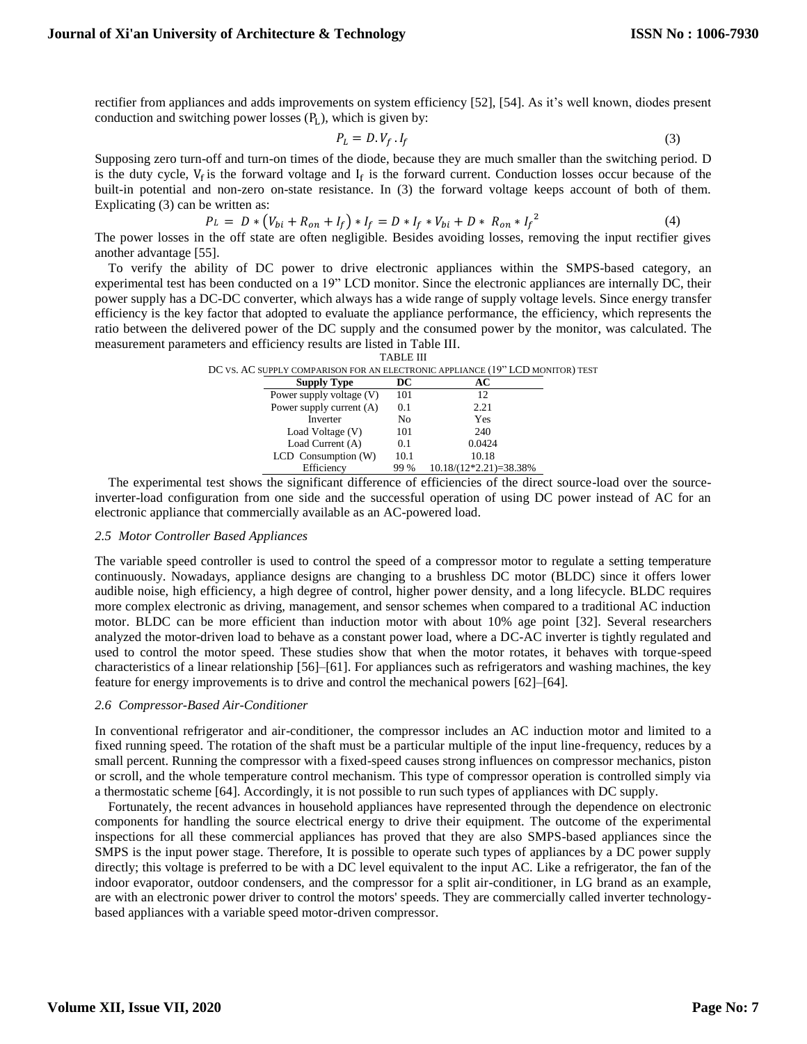rectifier from appliances and adds improvements on system efficiency [52], [54]. As it's well known, diodes present conduction and switching power losses ($P_L$), which is given by:

$$P_L = D.V_f.I_f \tag{3}$$

Supposing zero turn-off and turn-on times of the diode, because they are much smaller than the switching period. D is the duty cycle, $V_f$ is the forward voltage and $I_f$ is the forward current. Conduction losses occur because of the built-in potential and non-zero on-state resistance. In (3) the forward voltage keeps account of both of them. Explicating (3) can be written as:

$$P_L = D * (V_{bi} + R_{on} + I_f) * I_f = D * I_f * V_{bi} + D * R_{on} * I_f^2 \tag{4}$$

The power losses in the off state are often negligible. Besides avoiding losses, removing the input rectifier gives another advantage [55].

To verify the ability of DC power to drive electronic appliances within the SMPS-based category, an experimental test has been conducted on a 19" LCD monitor. Since the electronic appliances are internally DC, their power supply has a DC-DC converter, which always has a wide range of supply voltage levels. Since energy transfer efficiency is the key factor that adopted to evaluate the appliance performance, the efficiency, which represents the ratio between the delivered power of the DC supply and the consumed power by the monitor, was calculated. The measurement parameters and efficiency results are listed in Table III.

TABLE III
DC VS. AC SUPPLY COMPARISON FOR AN ELECTRONIC APPLIANCE (19" LCD MONITOR) TEST

| Supply Type | DC | AC |
|---|---|---|
| Power supply voltage (V) | 101 | 12 |
| Power supply current (A) | 0.1 | 2.21 |
| Inverter | No | Yes |
| Load Voltage (V) | 101 | 240 |
| Load Current (A) | 0.1 | 0.0424 |
| LCD Consumption (W) | 10.1 | 10.18 |
| Efficiency | 99 % | 10.18/(12*2.21)=38.38% |

The experimental test shows the significant difference of efficiencies of the direct source-load over the source-inverter-load configuration from one side and the successful operation of using DC power instead of AC for an electronic appliance that commercially available as an AC-powered load.

### *2.5 Motor Controller Based Appliances*

The variable speed controller is used to control the speed of a compressor motor to regulate a setting temperature continuously. Nowadays, appliance designs are changing to a brushless DC motor (BLDC) since it offers lower audible noise, high efficiency, a high degree of control, higher power density, and a long lifecycle. BLDC requires more complex electronic as driving, management, and sensor schemes when compared to a traditional AC induction motor. BLDC can be more efficient than induction motor with about 10% age point [32]. Several researchers analyzed the motor-driven load to behave as a constant power load, where a DC-AC inverter is tightly regulated and used to control the motor speed. These studies show that when the motor rotates, it behaves with torque-speed characteristics of a linear relationship [56]–[61]. For appliances such as refrigerators and washing machines, the key feature for energy improvements is to drive and control the mechanical powers [62]–[64].

### *2.6 Compressor-Based Air-Conditioner*

In conventional refrigerator and air-conditioner, the compressor includes an AC induction motor and limited to a fixed running speed. The rotation of the shaft must be a particular multiple of the input line-frequency, reduces by a small percent. Running the compressor with a fixed-speed causes strong influences on compressor mechanics, piston or scroll, and the whole temperature control mechanism. This type of compressor operation is controlled simply via a thermostatic scheme [64]. Accordingly, it is not possible to run such types of appliances with DC supply.

Fortunately, the recent advances in household appliances have represented through the dependence on electronic components for handling the source electrical energy to drive their equipment. The outcome of the experimental inspections for all these commercial appliances has proved that they are also SMPS-based appliances since the SMPS is the input power stage. Therefore, It is possible to operate such types of appliances by a DC power supply directly; this voltage is preferred to be with a DC level equivalent to the input AC. Like a refrigerator, the fan of the indoor evaporator, outdoor condensers, and the compressor for a split air-conditioner, in LG brand as an example, are with an electronic power driver to control the motors' speeds. They are commercially called inverter technology-based appliances with a variable speed motor-driven compressor.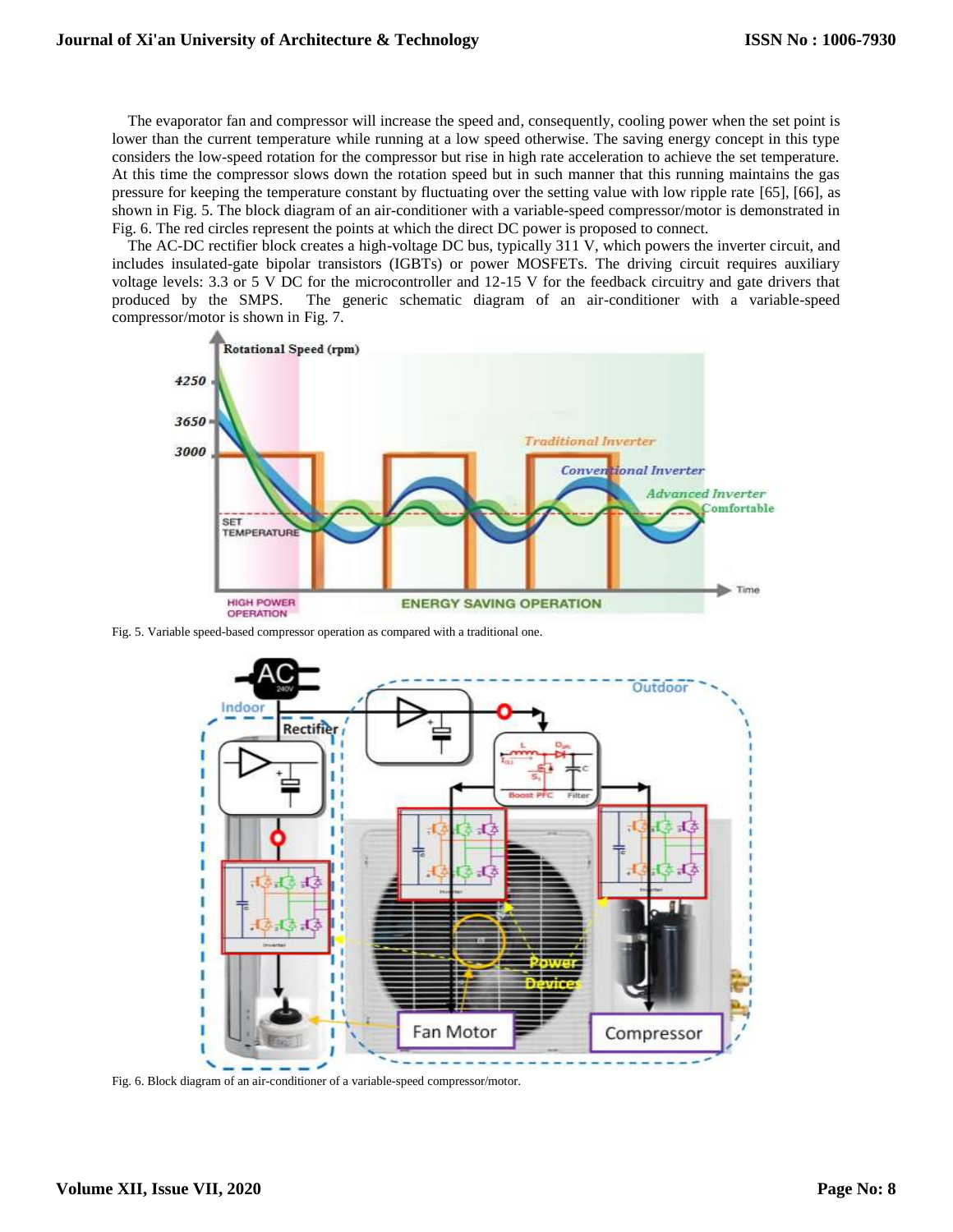The evaporator fan and compressor will increase the speed and, consequently, cooling power when the set point is lower than the current temperature while running at a low speed otherwise. The saving energy concept in this type considers the low-speed rotation for the compressor but rise in high rate acceleration to achieve the set temperature. At this time the compressor slows down the rotation speed but in such manner that this running maintains the gas pressure for keeping the temperature constant by fluctuating over the setting value with low ripple rate [65], [66], as shown in Fig. 5. The block diagram of an air-conditioner with a variable-speed compressor/motor is demonstrated in Fig. 6. The red circles represent the points at which the direct DC power is proposed to connect.

The AC-DC rectifier block creates a high-voltage DC bus, typically 311 V, which powers the inverter circuit, and includes insulated-gate bipolar transistors (IGBTs) or power MOSFETs. The driving circuit requires auxiliary voltage levels: 3.3 or 5 V DC for the microcontroller and 12-15 V for the feedback circuitry and gate drivers that produced by the SMPS. The generic schematic diagram of an air-conditioner with a variable-speed compressor/motor is shown in Fig. 7.

Fig. 5. Variable speed-based compressor operation as compared with a traditional one.

Fig. 6. Block diagram of an air-conditioner of a variable-speed compressor/motor.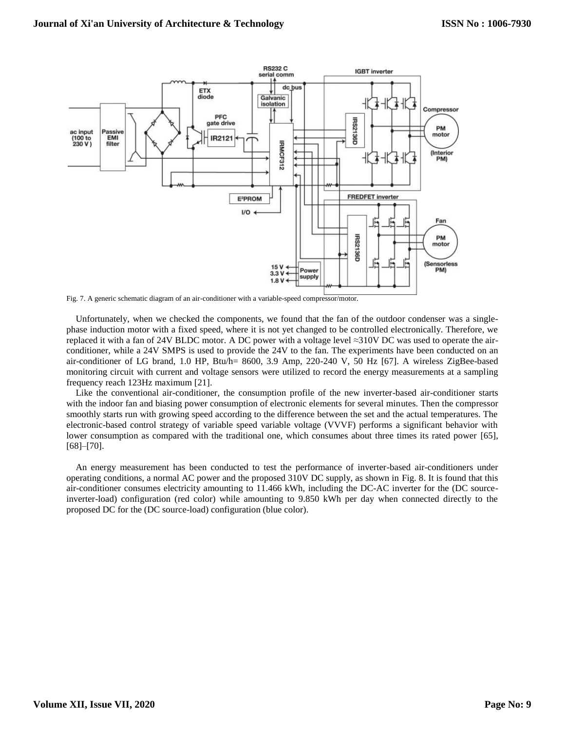Fig. 7. A generic schematic diagram of an air-conditioner with a variable-speed compressor/motor.

Unfortunately, when we checked the components, we found that the fan of the outdoor condenser was a single-phase induction motor with a fixed speed, where it is not yet changed to be controlled electronically. Therefore, we replaced it with a fan of 24V BLDC motor. A DC power with a voltage level ≈310V DC was used to operate the air-conditioner, while a 24V SMPS is used to provide the 24V to the fan. The experiments have been conducted on an air-conditioner of LG brand, 1.0 HP, Btu/h= 8600, 3.9 Amp, 220-240 V, 50 Hz [67]. A wireless ZigBee-based monitoring circuit with current and voltage sensors were utilized to record the energy measurements at a sampling frequency reach 123Hz maximum [21].

Like the conventional air-conditioner, the consumption profile of the new inverter-based air-conditioner starts with the indoor fan and biasing power consumption of electronic elements for several minutes. Then the compressor smoothly starts run with growing speed according to the difference between the set and the actual temperatures. The electronic-based control strategy of variable speed variable voltage (VVVF) performs a significant behavior with lower consumption as compared with the traditional one, which consumes about three times its rated power [65], [68]–[70].

An energy measurement has been conducted to test the performance of inverter-based air-conditioners under operating conditions, a normal AC power and the proposed 310V DC supply, as shown in Fig. 8. It is found that this air-conditioner consumes electricity amounting to 11.466 kWh, including the DC-AC inverter for the (DC source-inverter-load) configuration (red color) while amounting to 9.850 kWh per day when connected directly to the proposed DC for the (DC source-load) configuration (blue color).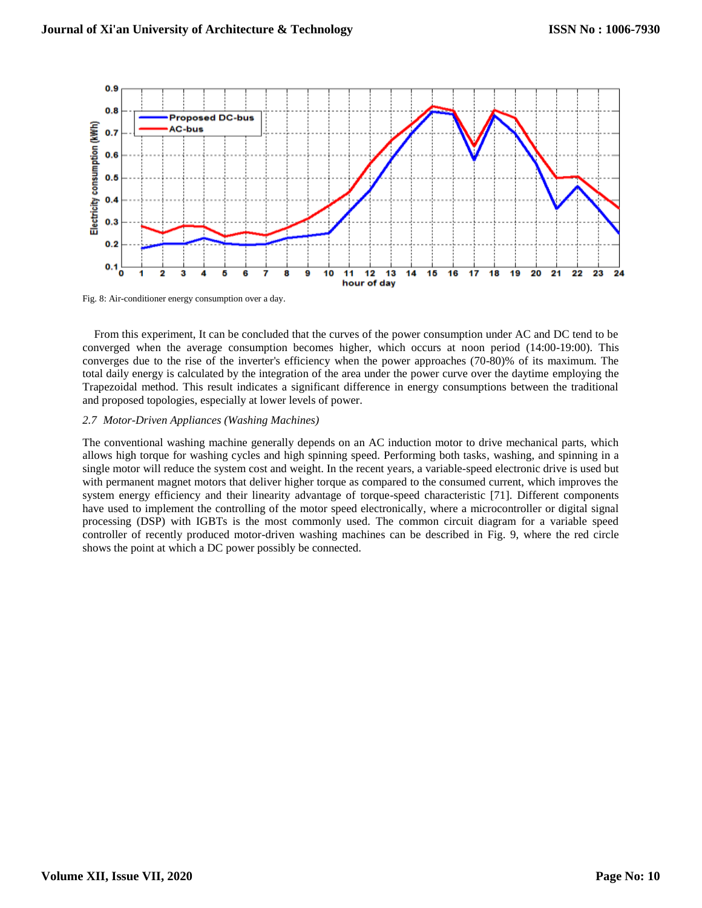Fig. 8: Air-conditioner energy consumption over a day.

From this experiment, It can be concluded that the curves of the power consumption under AC and DC tend to be converged when the average consumption becomes higher, which occurs at noon period (14:00-19:00). This converges due to the rise of the inverter's efficiency when the power approaches (70-80)% of its maximum. The total daily energy is calculated by the integration of the area under the power curve over the daytime employing the Trapezoidal method. This result indicates a significant difference in energy consumptions between the traditional and proposed topologies, especially at lower levels of power.

### *2.7 Motor-Driven Appliances (Washing Machines)*

The conventional washing machine generally depends on an AC induction motor to drive mechanical parts, which allows high torque for washing cycles and high spinning speed. Performing both tasks, washing, and spinning in a single motor will reduce the system cost and weight. In the recent years, a variable-speed electronic drive is used but with permanent magnet motors that deliver higher torque as compared to the consumed current, which improves the system energy efficiency and their linearity advantage of torque-speed characteristic [71]. Different components have used to implement the controlling of the motor speed electronically, where a microcontroller or digital signal processing (DSP) with IGBTs is the most commonly used. The common circuit diagram for a variable speed controller of recently produced motor-driven washing machines can be described in Fig. 9, where the red circle shows the point at which a DC power possibly be connected.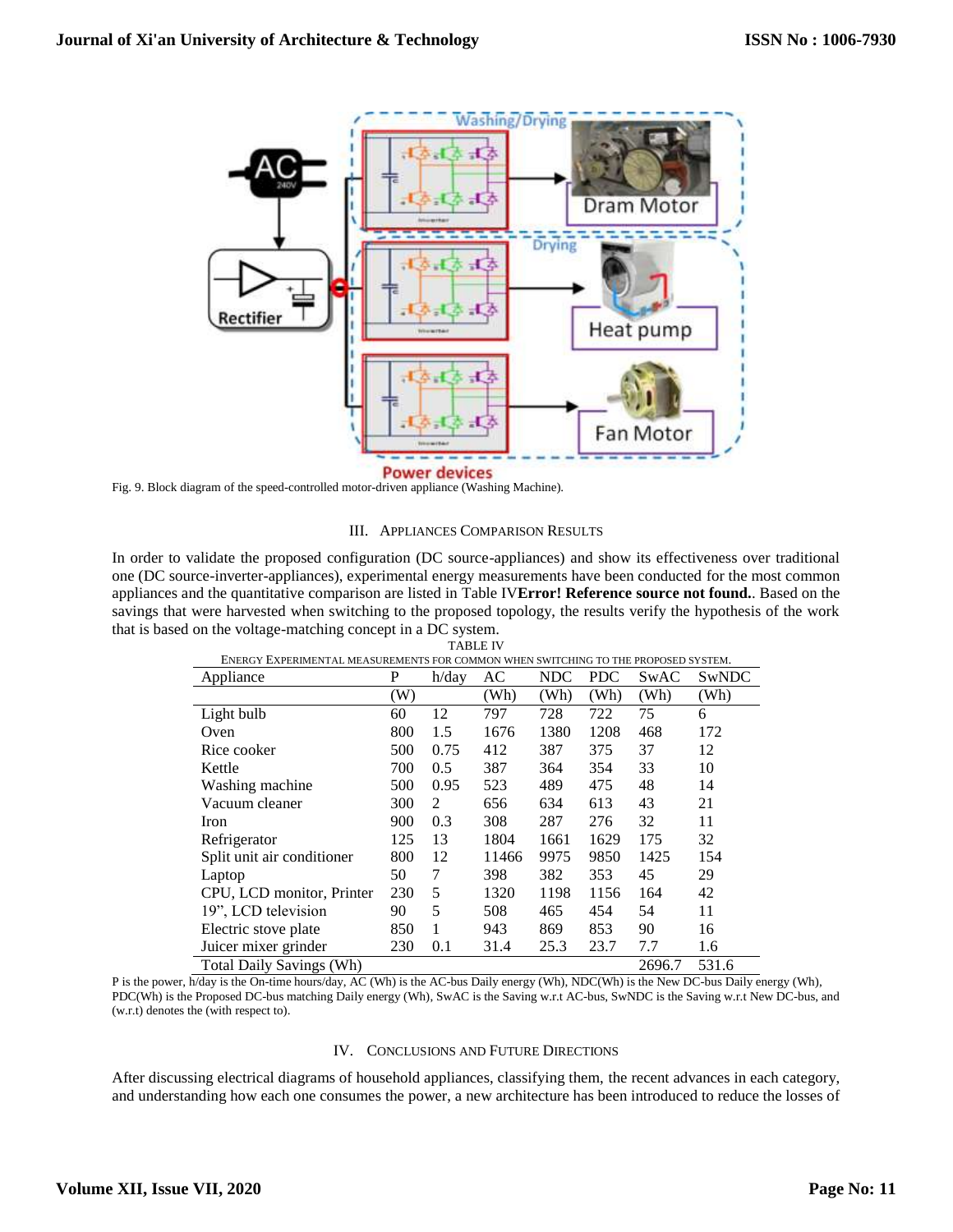Fig. 9. Block diagram of the speed-controlled motor-driven appliance (Washing Machine).

## III. Appliances Comparison Results

In order to validate the proposed configuration (DC source-appliances) and show its effectiveness over traditional one (DC source-inverter-appliances), experimental energy measurements have been conducted for the most common appliances and the quantitative comparison are listed in Table IV**Error! Reference source not found.**. Based on the savings that were harvested when switching to the proposed topology, the results verify the hypothesis of the work that is based on the voltage-matching concept in a DC system.

TABLE IV
Energy Experimental Measurements for Common When Switching to the Proposed System.

| Appliance | P (W) | h/day | AC (Wh) | NDC (Wh) | PDC (Wh) | SwAC (Wh) | SwNDC (Wh) |
|---|---|---|---|---|---|---|---|
| Light bulb | 60 | 12 | 797 | 728 | 722 | 75 | 6 |
| Oven | 800 | 1.5 | 1676 | 1380 | 1208 | 468 | 172 |
| Rice cooker | 500 | 0.75 | 412 | 387 | 375 | 37 | 12 |
| Kettle | 700 | 0.5 | 387 | 364 | 354 | 33 | 10 |
| Washing machine | 500 | 0.95 | 523 | 489 | 475 | 48 | 14 |
| Vacuum cleaner | 300 | 2 | 656 | 634 | 613 | 43 | 21 |
| Iron | 900 | 0.3 | 308 | 287 | 276 | 32 | 11 |
| Refrigerator | 125 | 13 | 1804 | 1661 | 1629 | 175 | 32 |
| Split unit air conditioner | 800 | 12 | 11466 | 9975 | 9850 | 1425 | 154 |
| Laptop | 50 | 7 | 398 | 382 | 353 | 45 | 29 |
| CPU, LCD monitor, Printer | 230 | 5 | 1320 | 1198 | 1156 | 164 | 42 |
| 19", LCD television | 90 | 5 | 508 | 465 | 454 | 54 | 11 |
| Electric stove plate | 850 | 1 | 943 | 869 | 853 | 90 | 16 |
| Juicer mixer grinder | 230 | 0.1 | 31.4 | 25.3 | 23.7 | 7.7 | 1.6 |
| Total Daily Savings (Wh) | | | | | | 2696.7 | 531.6 |

P is the power, h/day is the On-time hours/day, AC (Wh) is the AC-bus Daily energy (Wh), NDC(Wh) is the New DC-bus Daily energy (Wh), PDC(Wh) is the Proposed DC-bus matching Daily energy (Wh), SwAC is the Saving w.r.t AC-bus, SwNDC is the Saving w.r.t New DC-bus, and (w.r.t) denotes the (with respect to).

## IV. Conclusions and Future Directions

After discussing electrical diagrams of household appliances, classifying them, the recent advances in each category, and understanding how each one consumes the power, a new architecture has been introduced to reduce the losses of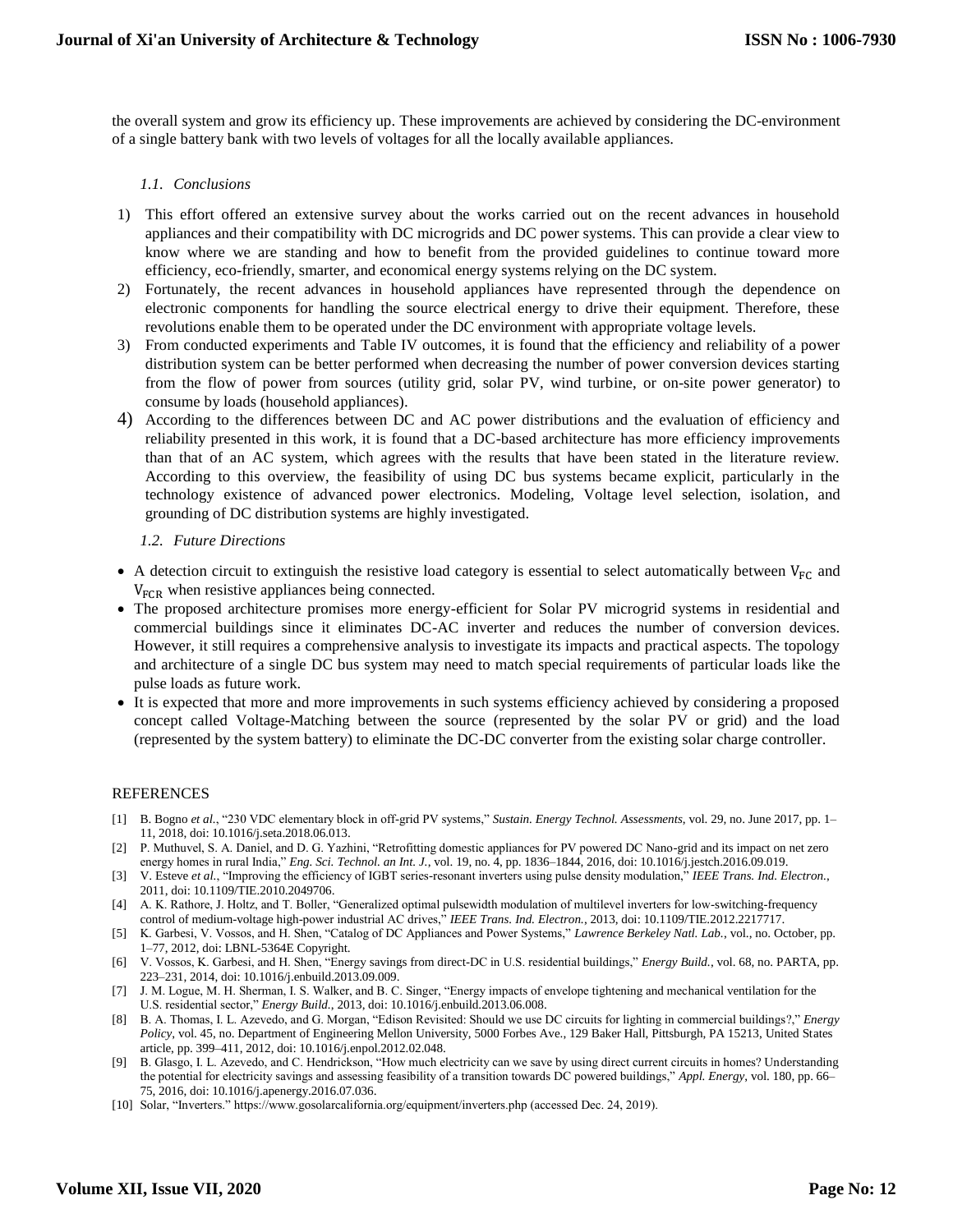the overall system and grow its efficiency up. These improvements are achieved by considering the DC-environment of a single battery bank with two levels of voltages for all the locally available appliances.

### 1.1. Conclusions

1) This effort offered an extensive survey about the works carried out on the recent advances in household appliances and their compatibility with DC microgrids and DC power systems. This can provide a clear view to know where we are standing and how to benefit from the provided guidelines to continue toward more efficiency, eco-friendly, smarter, and economical energy systems relying on the DC system.
2) Fortunately, the recent advances in household appliances have represented through the dependence on electronic components for handling the source electrical energy to drive their equipment. Therefore, these revolutions enable them to be operated under the DC environment with appropriate voltage levels.
3) From conducted experiments and Table IV outcomes, it is found that the efficiency and reliability of a power distribution system can be better performed when decreasing the number of power conversion devices starting from the flow of power from sources (utility grid, solar PV, wind turbine, or on-site power generator) to consume by loads (household appliances).
4) According to the differences between DC and AC power distributions and the evaluation of efficiency and reliability presented in this work, it is found that a DC-based architecture has more efficiency improvements than that of an AC system, which agrees with the results that have been stated in the literature review. According to this overview, the feasibility of using DC bus systems became explicit, particularly in the technology existence of advanced power electronics. Modeling, Voltage level selection, isolation, and grounding of DC distribution systems are highly investigated.

### 1.2. Future Directions

- A detection circuit to extinguish the resistive load category is essential to select automatically between $V_{FC}$ and $V_{FCR}$ when resistive appliances being connected.
- The proposed architecture promises more energy-efficient for Solar PV microgrid systems in residential and commercial buildings since it eliminates DC-AC inverter and reduces the number of conversion devices. However, it still requires a comprehensive analysis to investigate its impacts and practical aspects. The topology and architecture of a single DC bus system may need to match special requirements of particular loads like the pulse loads as future work.
- It is expected that more and more improvements in such systems efficiency achieved by considering a proposed concept called Voltage-Matching between the source (represented by the solar PV or grid) and the load (represented by the system battery) to eliminate the DC-DC converter from the existing solar charge controller.

## REFERENCES

[1] B. Bogno *et al.*, "230 VDC elementary block in off-grid PV systems," *Sustain. Energy Technol. Assessments*, vol. 29, no. June 2017, pp. 1–11, 2018, doi: 10.1016/j.seta.2018.06.013.

[2] P. Muthuvel, S. A. Daniel, and D. G. Yazhini, "Retrofitting domestic appliances for PV powered DC Nano-grid and its impact on net zero energy homes in rural India," *Eng. Sci. Technol. an Int. J.*, vol. 19, no. 4, pp. 1836–1844, 2016, doi: 10.1016/j.jestch.2016.09.019.

[3] V. Esteve *et al.*, "Improving the efficiency of IGBT series-resonant inverters using pulse density modulation," *IEEE Trans. Ind. Electron.*, 2011, doi: 10.1109/TIE.2010.2049706.

[4] A. K. Rathore, J. Holtz, and T. Boller, "Generalized optimal pulsewidth modulation of multilevel inverters for low-switching-frequency control of medium-voltage high-power industrial AC drives," *IEEE Trans. Ind. Electron.*, 2013, doi: 10.1109/TIE.2012.2217717.

[5] K. Garbesi, V. Vossos, and H. Shen, "Catalog of DC Appliances and Power Systems," *Lawrence Berkeley Natl. Lab.*, vol., no. October, pp. 1–77, 2012, doi: LBNL-5364E Copyright.

[6] V. Vossos, K. Garbesi, and H. Shen, "Energy savings from direct-DC in U.S. residential buildings," *Energy Build.*, vol. 68, no. PARTA, pp. 223–231, 2014, doi: 10.1016/j.enbuild.2013.09.009.

[7] J. M. Logue, M. H. Sherman, I. S. Walker, and B. C. Singer, "Energy impacts of envelope tightening and mechanical ventilation for the U.S. residential sector," *Energy Build.*, 2013, doi: 10.1016/j.enbuild.2013.06.008.

[8] B. A. Thomas, I. L. Azevedo, and G. Morgan, "Edison Revisited: Should we use DC circuits for lighting in commercial buildings?," *Energy Policy*, vol. 45, no. Department of Engineering Mellon University, 5000 Forbes Ave., 129 Baker Hall, Pittsburgh, PA 15213, United States article, pp. 399–411, 2012, doi: 10.1016/j.enpol.2012.02.048.

[9] B. Glasgo, I. L. Azevedo, and C. Hendrickson, "How much electricity can we save by using direct current circuits in homes? Understanding the potential for electricity savings and assessing feasibility of a transition towards DC powered buildings," *Appl. Energy*, vol. 180, pp. 66–75, 2016, doi: 10.1016/j.apenergy.2016.07.036.

[10] Solar, "Inverters." https://www.gosolarcalifornia.org/equipment/inverters.php (accessed Dec. 24, 2019).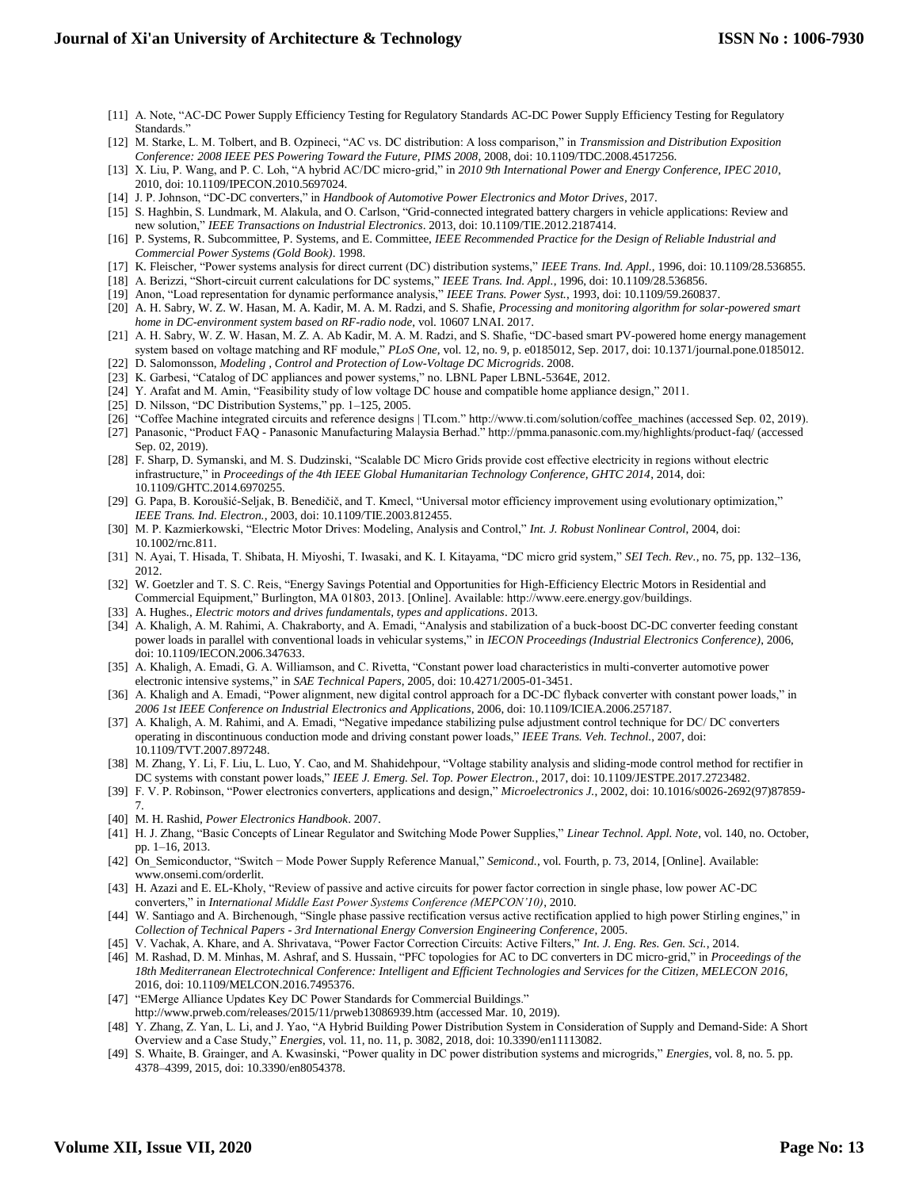[11] A. Note, "AC-DC Power Supply Efficiency Testing for Regulatory Standards AC-DC Power Supply Efficiency Testing for Regulatory Standards."

[12] M. Starke, L. M. Tolbert, and B. Ozpineci, "AC vs. DC distribution: A loss comparison," in *Transmission and Distribution Exposition Conference: 2008 IEEE PES Powering Toward the Future, PIMS 2008*, 2008, doi: 10.1109/TDC.2008.4517256.

[13] X. Liu, P. Wang, and P. C. Loh, "A hybrid AC/DC micro-grid," in *2010 9th International Power and Energy Conference, IPEC 2010*, 2010, doi: 10.1109/IPECON.2010.5697024.

[14] J. P. Johnson, "DC-DC converters," in *Handbook of Automotive Power Electronics and Motor Drives*, 2017.

[15] S. Haghbin, S. Lundmark, M. Alakula, and O. Carlson, "Grid-connected integrated battery chargers in vehicle applications: Review and new solution," *IEEE Transactions on Industrial Electronics*. 2013, doi: 10.1109/TIE.2012.2187414.

[16] P. Systems, R. Subcommittee, P. Systems, and E. Committee, *IEEE Recommended Practice for the Design of Reliable Industrial and Commercial Power Systems (Gold Book)*. 1998.

[17] K. Fleischer, "Power systems analysis for direct current (DC) distribution systems," *IEEE Trans. Ind. Appl.*, 1996, doi: 10.1109/28.536855.

[18] A. Berizzi, "Short-circuit current calculations for DC systems," *IEEE Trans. Ind. Appl.*, 1996, doi: 10.1109/28.536856.

[19] Anon, "Load representation for dynamic performance analysis," *IEEE Trans. Power Syst.*, 1993, doi: 10.1109/59.260837.

[20] A. H. Sabry, W. Z. W. Hasan, M. A. Kadir, M. A. M. Radzi, and S. Shafie, *Processing and monitoring algorithm for solar-powered smart home in DC-environment system based on RF-radio node*, vol. 10607 LNAI. 2017.

[21] A. H. Sabry, W. Z. W. Hasan, M. Z. A. Ab Kadir, M. A. M. Radzi, and S. Shafie, "DC-based smart PV-powered home energy management system based on voltage matching and RF module," *PLoS One*, vol. 12, no. 9, p. e0185012, Sep. 2017, doi: 10.1371/journal.pone.0185012.

[22] D. Salomonsson, *Modeling , Control and Protection of Low-Voltage DC Microgrids*. 2008.

[23] K. Garbesi, "Catalog of DC appliances and power systems," no. LBNL Paper LBNL-5364E, 2012.

[24] Y. Arafat and M. Amin, "Feasibility study of low voltage DC house and compatible home appliance design," 2011.

[25] D. Nilsson, "DC Distribution Systems," pp. 1–125, 2005.

[26] "Coffee Machine integrated circuits and reference designs | TI.com." http://www.ti.com/solution/coffee_machines (accessed Sep. 02, 2019).

[27] Panasonic, "Product FAQ - Panasonic Manufacturing Malaysia Berhad." http://pmma.panasonic.com.my/highlights/product-faq/ (accessed Sep. 02, 2019).

[28] F. Sharp, D. Symanski, and M. S. Dudzinski, "Scalable DC Micro Grids provide cost effective electricity in regions without electric infrastructure," in *Proceedings of the 4th IEEE Global Humanitarian Technology Conference, GHTC 2014*, 2014, doi: 10.1109/GHTC.2014.6970255.

[29] G. Papa, B. Koroušić-Seljak, B. Benedičič, and T. Kmecl, "Universal motor efficiency improvement using evolutionary optimization," *IEEE Trans. Ind. Electron.*, 2003, doi: 10.1109/TIE.2003.812455.

[30] M. P. Kazmierkowski, "Electric Motor Drives: Modeling, Analysis and Control," *Int. J. Robust Nonlinear Control*, 2004, doi: 10.1002/rnc.811.

[31] N. Ayai, T. Hisada, T. Shibata, H. Miyoshi, T. Iwasaki, and K. I. Kitayama, "DC micro grid system," *SEI Tech. Rev.*, no. 75, pp. 132–136, 2012.

[32] W. Goetzler and T. S. C. Reis, "Energy Savings Potential and Opportunities for High-Efficiency Electric Motors in Residential and Commercial Equipment," Burlington, MA 01803, 2013. [Online]. Available: http://www.eere.energy.gov/buildings.

[33] A. Hughes., *Electric motors and drives fundamentals, types and applications*. 2013.

[34] A. Khaligh, A. M. Rahimi, A. Chakraborty, and A. Emadi, "Analysis and stabilization of a buck-boost DC-DC converter feeding constant power loads in parallel with conventional loads in vehicular systems," in *IECON Proceedings (Industrial Electronics Conference)*, 2006, doi: 10.1109/IECON.2006.347633.

[35] A. Khaligh, A. Emadi, G. A. Williamson, and C. Rivetta, "Constant power load characteristics in multi-converter automotive power electronic intensive systems," in *SAE Technical Papers*, 2005, doi: 10.4271/2005-01-3451.

[36] A. Khaligh and A. Emadi, "Power alignment, new digital control approach for a DC-DC flyback converter with constant power loads," in *2006 1st IEEE Conference on Industrial Electronics and Applications*, 2006, doi: 10.1109/ICIEA.2006.257187.

[37] A. Khaligh, A. M. Rahimi, and A. Emadi, "Negative impedance stabilizing pulse adjustment control technique for DC/ DC converters operating in discontinuous conduction mode and driving constant power loads," *IEEE Trans. Veh. Technol.*, 2007, doi: 10.1109/TVT.2007.897248.

[38] M. Zhang, Y. Li, F. Liu, L. Luo, Y. Cao, and M. Shahidehpour, "Voltage stability analysis and sliding-mode control method for rectifier in DC systems with constant power loads," *IEEE J. Emerg. Sel. Top. Power Electron.*, 2017, doi: 10.1109/JESTPE.2017.2723482.

[39] F. V. P. Robinson, "Power electronics converters, applications and design," *Microelectronics J.*, 2002, doi: 10.1016/s0026-2692(97)87859-7.

[40] M. H. Rashid, *Power Electronics Handbook*. 2007.

[41] H. J. Zhang, "Basic Concepts of Linear Regulator and Switching Mode Power Supplies," *Linear Technol. Appl. Note*, vol. 140, no. October, pp. 1–16, 2013.

[42] On_Semiconductor, "Switch − Mode Power Supply Reference Manual," *Semicond.*, vol. Fourth, p. 73, 2014, [Online]. Available: www.onsemi.com/orderlit.

[43] H. Azazi and E. EL-Kholy, "Review of passive and active circuits for power factor correction in single phase, low power AC-DC converters," in *International Middle East Power Systems Conference (MEPCON'10)*, 2010.

[44] W. Santiago and A. Birchenough, "Single phase passive rectification versus active rectification applied to high power Stirling engines," in *Collection of Technical Papers - 3rd International Energy Conversion Engineering Conference*, 2005.

[45] V. Vachak, A. Khare, and A. Shrivatava, "Power Factor Correction Circuits: Active Filters," *Int. J. Eng. Res. Gen. Sci.*, 2014.

[46] M. Rashad, D. M. Minhas, M. Ashraf, and S. Hussain, "PFC topologies for AC to DC converters in DC micro-grid," in *Proceedings of the 18th Mediterranean Electrotechnical Conference: Intelligent and Efficient Technologies and Services for the Citizen, MELECON 2016*, 2016, doi: 10.1109/MELCON.2016.7495376.

[47] "EMerge Alliance Updates Key DC Power Standards for Commercial Buildings." http://www.prweb.com/releases/2015/11/prweb13086939.htm (accessed Mar. 10, 2019).

[48] Y. Zhang, Z. Yan, L. Li, and J. Yao, "A Hybrid Building Power Distribution System in Consideration of Supply and Demand-Side: A Short Overview and a Case Study," *Energies*, vol. 11, no. 11, p. 3082, 2018, doi: 10.3390/en11113082.

[49] S. Whaite, B. Grainger, and A. Kwasinski, "Power quality in DC power distribution systems and microgrids," *Energies*, vol. 8, no. 5. pp. 4378–4399, 2015, doi: 10.3390/en8054378.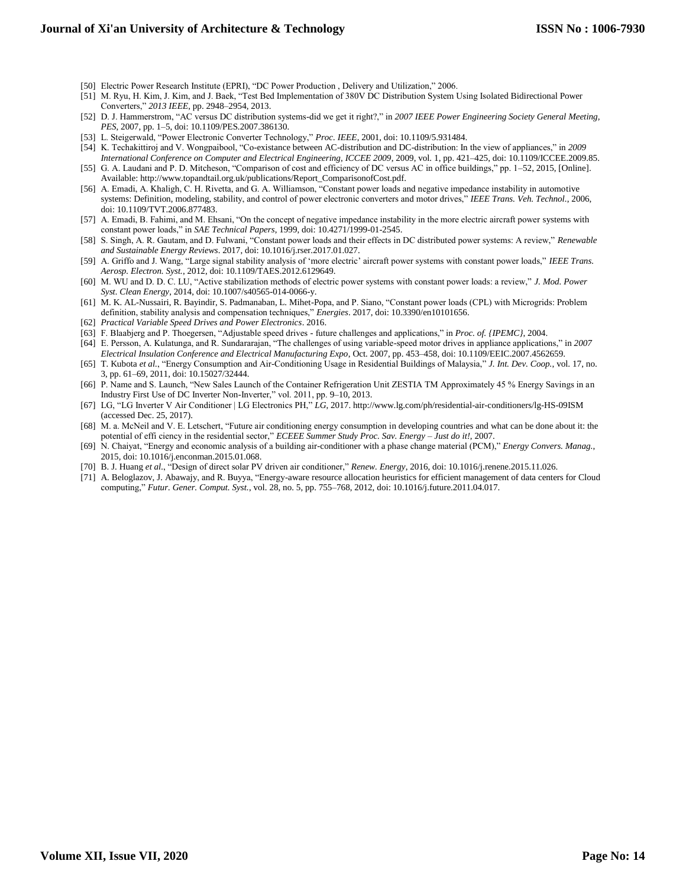[50] Electric Power Research Institute (EPRI), "DC Power Production , Delivery and Utilization," 2006.

[51] M. Ryu, H. Kim, J. Kim, and J. Baek, "Test Bed Implementation of 380V DC Distribution System Using Isolated Bidirectional Power Converters," *2013 IEEE*, pp. 2948–2954, 2013.

[52] D. J. Hammerstrom, "AC versus DC distribution systems-did we get it right?," in *2007 IEEE Power Engineering Society General Meeting, PES*, 2007, pp. 1–5, doi: 10.1109/PES.2007.386130.

[53] L. Steigerwald, "Power Electronic Converter Technology," *Proc. IEEE*, 2001, doi: 10.1109/5.931484.

[54] K. Techakittiroj and V. Wongpaibool, "Co-existance between AC-distribution and DC-distribution: In the view of appliances," in *2009 International Conference on Computer and Electrical Engineering, ICCEE 2009*, 2009, vol. 1, pp. 421–425, doi: 10.1109/ICCEE.2009.85.

[55] G. A. Laudani and P. D. Mitcheson, "Comparison of cost and efficiency of DC versus AC in office buildings," pp. 1–52, 2015, [Online]. Available: http://www.topandtail.org.uk/publications/Report_ComparisonofCost.pdf.

[56] A. Emadi, A. Khaligh, C. H. Rivetta, and G. A. Williamson, "Constant power loads and negative impedance instability in automotive systems: Definition, modeling, stability, and control of power electronic converters and motor drives," *IEEE Trans. Veh. Technol.*, 2006, doi: 10.1109/TVT.2006.877483.

[57] A. Emadi, B. Fahimi, and M. Ehsani, "On the concept of negative impedance instability in the more electric aircraft power systems with constant power loads," in *SAE Technical Papers*, 1999, doi: 10.4271/1999-01-2545.

[58] S. Singh, A. R. Gautam, and D. Fulwani, "Constant power loads and their effects in DC distributed power systems: A review," *Renewable and Sustainable Energy Reviews*. 2017, doi: 10.1016/j.rser.2017.01.027.

[59] A. Griffo and J. Wang, "Large signal stability analysis of 'more electric' aircraft power systems with constant power loads," *IEEE Trans. Aerosp. Electron. Syst.*, 2012, doi: 10.1109/TAES.2012.6129649.

[60] M. WU and D. D. C. LU, "Active stabilization methods of electric power systems with constant power loads: a review," *J. Mod. Power Syst. Clean Energy*, 2014, doi: 10.1007/s40565-014-0066-y.

[61] M. K. AL-Nussairi, R. Bayindir, S. Padmanaban, L. Mihet-Popa, and P. Siano, "Constant power loads (CPL) with Microgrids: Problem definition, stability analysis and compensation techniques," *Energies*. 2017, doi: 10.3390/en10101656.

[62] *Practical Variable Speed Drives and Power Electronics*. 2016.

[63] F. Blaabjerg and P. Thoegersen, "Adjustable speed drives - future challenges and applications," in *Proc. of. {IPEMC}*, 2004.

[64] E. Persson, A. Kulatunga, and R. Sundararajan, "The challenges of using variable-speed motor drives in appliance applications," in *2007 Electrical Insulation Conference and Electrical Manufacturing Expo*, Oct. 2007, pp. 453–458, doi: 10.1109/EEIC.2007.4562659.

[65] T. Kubota *et al.*, "Energy Consumption and Air-Conditioning Usage in Residential Buildings of Malaysia," *J. Int. Dev. Coop.*, vol. 17, no. 3, pp. 61–69, 2011, doi: 10.15027/32444.

[66] P. Name and S. Launch, "New Sales Launch of the Container Refrigeration Unit ZESTIA TM Approximately 45 % Energy Savings in an Industry First Use of DC Inverter Non-Inverter," vol. 2011, pp. 9–10, 2013.

[67] LG, "LG Inverter V Air Conditioner | LG Electronics PH," *LG*, 2017. http://www.lg.com/ph/residential-air-conditioners/lg-HS-09ISM (accessed Dec. 25, 2017).

[68] M. a. McNeil and V. E. Letschert, "Future air conditioning energy consumption in developing countries and what can be done about it: the potential of effi ciency in the residential sector," *ECEEE Summer Study Proc. Sav. Energy – Just do it!*, 2007.

[69] N. Chaiyat, "Energy and economic analysis of a building air-conditioner with a phase change material (PCM)," *Energy Convers. Manag.*, 2015, doi: 10.1016/j.enconman.2015.01.068.

[70] B. J. Huang *et al.*, "Design of direct solar PV driven air conditioner," *Renew. Energy*, 2016, doi: 10.1016/j.renene.2015.11.026.

[71] A. Beloglazov, J. Abawajy, and R. Buyya, "Energy-aware resource allocation heuristics for efficient management of data centers for Cloud computing," *Futur. Gener. Comput. Syst.*, vol. 28, no. 5, pp. 755–768, 2012, doi: 10.1016/j.future.2011.04.017.